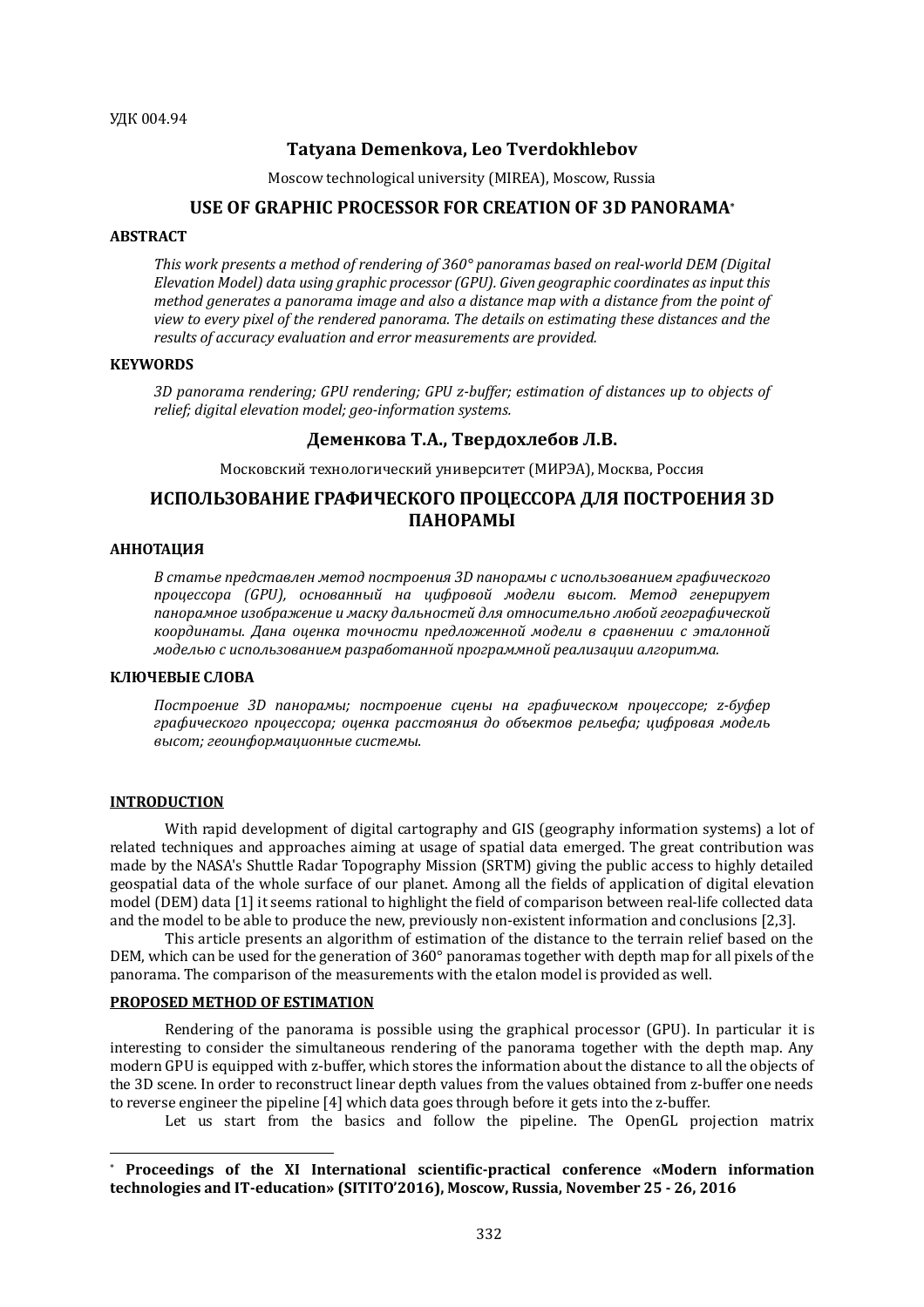УДК 004.94

**Tatyana Demenkova, Leo Tverdokhlebov**

Moscow technological university (MIREA), Moscow, Russia

## USE OF GRAPHIC PROCESSOR FOR CREATION OF 3D PANORAMA*

### ABSTRACT

*This work presents a method of rendering of 360° panoramas based on real-world DEM (Digital Elevation Model) data using graphic processor (GPU). Given geographic coordinates as input this method generates a panorama image and also a distance map with a distance from the point of view to every pixel of the rendered panorama. The details on estimating these distances and the results of accuracy evaluation and error measurements are provided.*

### KEYWORDS

*3D panorama rendering; GPU rendering; GPU z-buffer; estimation of distances up to objects of relief; digital elevation model; geo-information systems.*

**Деменкова Т.А., Твердохлебов Л.В.**

Московский технологический университет (МИРЭА), Москва, Россия

## ИСПОЛЬЗОВАНИЕ ГРАФИЧЕСКОГО ПРОЦЕССОРА ДЛЯ ПОСТРОЕНИЯ 3D ПАНОРАМЫ

### АННОТАЦИЯ

*В статье представлен метод построения 3D панорамы с использованием графического процессора (GPU), основанный на цифровой модели высот. Метод генерирует панорамное изображение и маску дальностей для относительно любой географической координаты. Дана оценка точности предложенной модели в сравнении с эталонной моделью с использованием разработанной программной реализации алгоритма.*

### КЛЮЧЕВЫЕ СЛОВА

*Построение 3D панорамы; построение сцены на графическом процессоре; z-буфер графического процессора; оценка расстояния до объектов рельефа; цифровая модель высот; геоинформационные системы.*

### INTRODUCTION

With rapid development of digital cartography and GIS (geography information systems) a lot of related techniques and approaches aiming at usage of spatial data emerged. The great contribution was made by the NASA's Shuttle Radar Topography Mission (SRTM) giving the public access to highly detailed geospatial data of the whole surface of our planet. Among all the fields of application of digital elevation model (DEM) data [1] it seems rational to highlight the field of comparison between real-life collected data and the model to be able to produce the new, previously non-existent information and conclusions [2,3].

This article presents an algorithm of estimation of the distance to the terrain relief based on the DEM, which can be used for the generation of 360° panoramas together with depth map for all pixels of the panorama. The comparison of the measurements with the etalon model is provided as well.

### PROPOSED METHOD OF ESTIMATION

Rendering of the panorama is possible using the graphical processor (GPU). In particular it is interesting to consider the simultaneous rendering of the panorama together with the depth map. Any modern GPU is equipped with z-buffer, which stores the information about the distance to all the objects of the 3D scene. In order to reconstruct linear depth values from the values obtained from z-buffer one needs to reverse engineer the pipeline [4] which data goes through before it gets into the z-buffer.

Let us start from the basics and follow the pipeline. The OpenGL projection matrix

---

* **Proceedings of the XI International scientific-practical conference «Modern information technologies and IT-education» (SITITO'2016), Moscow, Russia, November 25 - 26, 2016**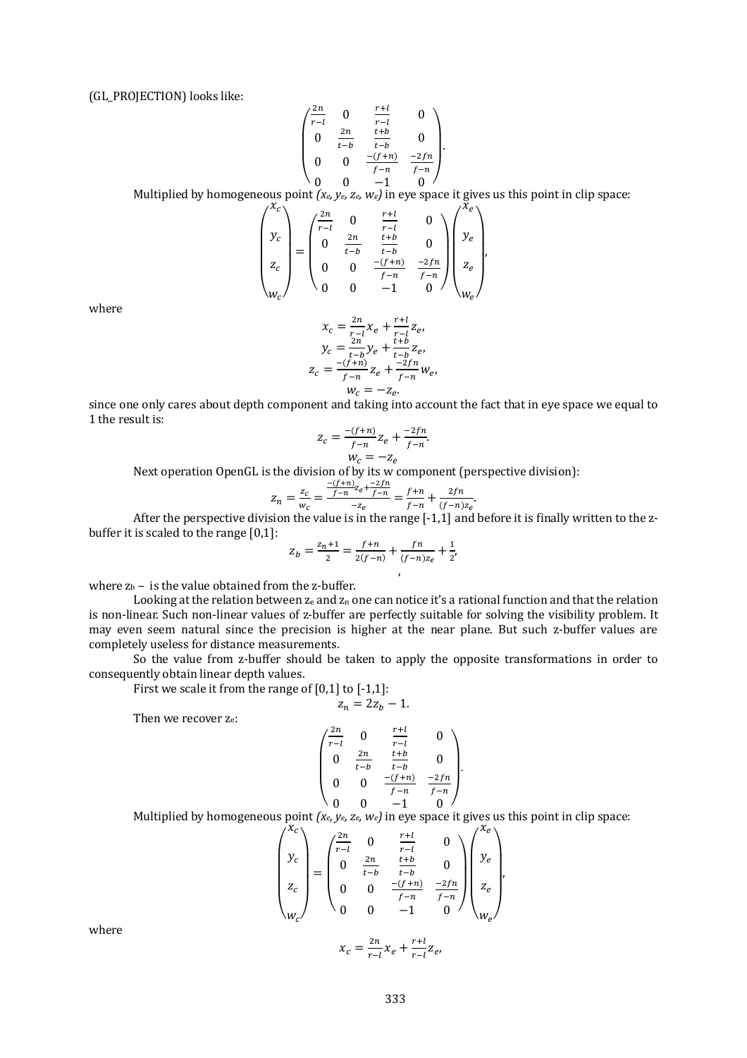(GL_PROJECTION) looks like:

$$\begin{pmatrix} \frac{2n}{r-l} & 0 & \frac{r+l}{r-l} & 0 \\ 0 & \frac{2n}{t-b} & \frac{t+b}{t-b} & 0 \\ 0 & 0 & \frac{-(f+n)}{f-n} & \frac{-2fn}{f-n} \\ 0 & 0 & -1 & 0 \end{pmatrix}.$$

Multiplied by homogeneous point *($x_e$, $y_e$, $z_e$, $w_e$)* in eye space it gives us this point in clip space:

$$\begin{pmatrix} x_c \\ y_c \\ z_c \\ w_c \end{pmatrix} = \begin{pmatrix} \frac{2n}{r-l} & 0 & \frac{r+l}{r-l} & 0 \\ 0 & \frac{2n}{t-b} & \frac{t+b}{t-b} & 0 \\ 0 & 0 & \frac{-(f+n)}{f-n} & \frac{-2fn}{f-n} \\ 0 & 0 & -1 & 0 \end{pmatrix} \begin{pmatrix} x_e \\ y_e \\ z_e \\ w_e \end{pmatrix},$$

where

$$x_c = \frac{2n}{r-l}x_e + \frac{r+l}{r-l}z_e,$$
$$y_c = \frac{2n}{t-b}y_e + \frac{t+b}{t-b}z_e,$$
$$z_c = \frac{-(f+n)}{f-n}z_e + \frac{-2fn}{f-n}w_e,$$
$$w_c = -z_e.$$

since one only cares about depth component and taking into account the fact that in eye space we equal to 1 the result is:

$$z_c = \frac{-(f+n)}{f-n}z_e + \frac{-2fn}{f-n}.$$
$$w_c = -z_e$$

Next operation OpenGL is the division of by its w component (perspective division):

$$z_n = \frac{z_c}{w_c} = \frac{\frac{-(f+n)}{f-n}z_e + \frac{-2fn}{f-n}}{-z_e} = \frac{f+n}{f-n} + \frac{2fn}{(f-n)z_e}.$$

After the perspective division the value is in the range [-1,1] and before it is finally written to the z-buffer it is scaled to the range [0,1]:

$$z_b = \frac{z_n+1}{2} = \frac{f+n}{2(f-n)} + \frac{fn}{(f-n)z_e} + \frac{1}{2},$$

where $z_b$ – is the value obtained from the z-buffer.

Looking at the relation between $z_e$ and $z_n$ one can notice it's a rational function and that the relation is non-linear. Such non-linear values of z-buffer are perfectly suitable for solving the visibility problem. It may even seem natural since the precision is higher at the near plane. But such z-buffer values are completely useless for distance measurements.

So the value from z-buffer should be taken to apply the opposite transformations in order to consequently obtain linear depth values.

First we scale it from the range of [0,1] to [-1,1]:

$$z_n = 2z_b - 1.$$

Then we recover $z_e$:

$$\begin{pmatrix} \frac{2n}{r-l} & 0 & \frac{r+l}{r-l} & 0 \\ 0 & \frac{2n}{t-b} & \frac{t+b}{t-b} & 0 \\ 0 & 0 & \frac{-(f+n)}{f-n} & \frac{-2fn}{f-n} \\ 0 & 0 & -1 & 0 \end{pmatrix}.$$

Multiplied by homogeneous point *($x_e$, $y_e$, $z_e$, $w_e$)* in eye space it gives us this point in clip space:

$$\begin{pmatrix} x_c \\ y_c \\ z_c \\ w_c \end{pmatrix} = \begin{pmatrix} \frac{2n}{r-l} & 0 & \frac{r+l}{r-l} & 0 \\ 0 & \frac{2n}{t-b} & \frac{t+b}{t-b} & 0 \\ 0 & 0 & \frac{-(f+n)}{f-n} & \frac{-2fn}{f-n} \\ 0 & 0 & -1 & 0 \end{pmatrix} \begin{pmatrix} x_e \\ y_e \\ z_e \\ w_e \end{pmatrix},$$

where

$$x_c = \frac{2n}{r-l}x_e + \frac{r+l}{r-l}z_e,$$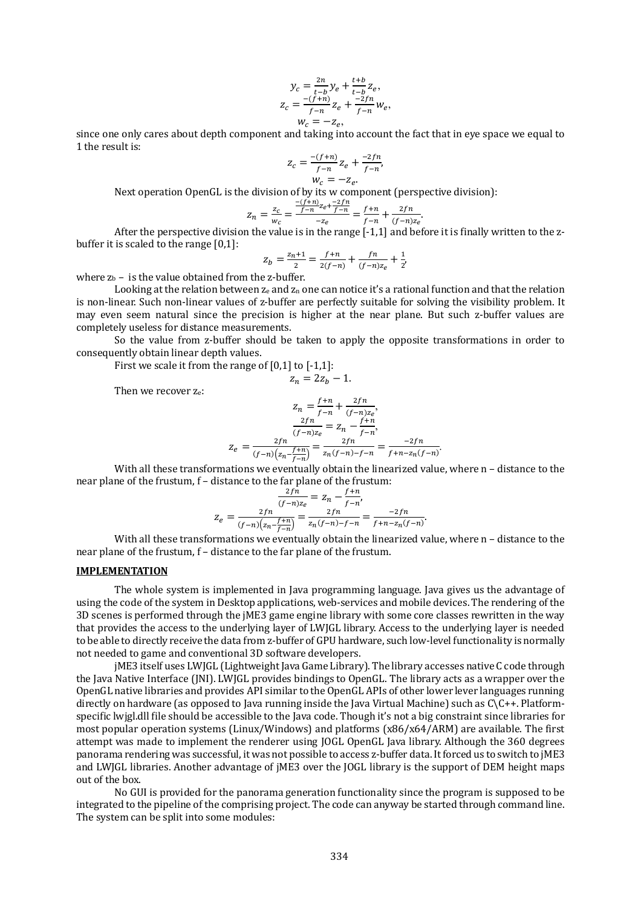$$y_c = \frac{2n}{t-b} y_e + \frac{t+b}{t-b} z_e,$$
$$z_c = \frac{-(f+n)}{f-n} z_e + \frac{-2fn}{f-n} w_e,$$
$$w_c = -z_e,$$

since one only cares about depth component and taking into account the fact that in eye space we equal to 1 the result is:

$$z_c = \frac{-(f+n)}{f-n} z_e + \frac{-2fn}{f-n},$$
$$w_c = -z_e.$$

Next operation OpenGL is the division of by its w component (perspective division):

$$z_n = \frac{z_c}{w_c} = \frac{\frac{-(f+n)}{f-n} z_e + \frac{-2fn}{f-n}}{-z_e} = \frac{f+n}{f-n} + \frac{2fn}{(f-n)z_e}.$$

After the perspective division the value is in the range [-1,1] and before it is finally written to the z-buffer it is scaled to the range [0,1]:

$$z_b = \frac{z_n + 1}{2} = \frac{f+n}{2(f-n)} + \frac{fn}{(f-n)z_e} + \frac{1}{2},$$

where $z_b$ – is the value obtained from the z-buffer.

Looking at the relation between $z_e$ and $z_n$ one can notice it's a rational function and that the relation is non-linear. Such non-linear values of z-buffer are perfectly suitable for solving the visibility problem. It may even seem natural since the precision is higher at the near plane. But such z-buffer values are completely useless for distance measurements.

So the value from z-buffer should be taken to apply the opposite transformations in order to consequently obtain linear depth values.

First we scale it from the range of [0,1] to [-1,1]:

$$z_n = 2z_b - 1.$$

Then we recover $z_e$:

$$z_n = \frac{f+n}{f-n} + \frac{2fn}{(f-n)z_e},$$
$$\frac{2fn}{(f-n)z_e} = z_n - \frac{f+n}{f-n},$$
$$z_e = \frac{2fn}{(f-n)\left(z_n - \frac{f+n}{f-n}\right)} = \frac{2fn}{z_n(f-n) - f - n} = \frac{-2fn}{f + n - z_n(f-n)}.$$

With all these transformations we eventually obtain the linearized value, where n – distance to the near plane of the frustum, f – distance to the far plane of the frustum:

$$\frac{2fn}{(f-n)z_e} = z_n - \frac{f+n}{f-n},$$
$$z_e = \frac{2fn}{(f-n)\left(z_n - \frac{f+n}{f-n}\right)} = \frac{2fn}{z_n(f-n) - f - n} = \frac{-2fn}{f + n - z_n(f-n)}.$$

With all these transformations we eventually obtain the linearized value, where n – distance to the near plane of the frustum, f – distance to the far plane of the frustum.

**IMPLEMENTATION**

The whole system is implemented in Java programming language. Java gives us the advantage of using the code of the system in Desktop applications, web-services and mobile devices. The rendering of the 3D scenes is performed through the jME3 game engine library with some core classes rewritten in the way that provides the access to the underlying layer of LWJGL library. Access to the underlying layer is needed to be able to directly receive the data from z-buffer of GPU hardware, such low-level functionality is normally not needed to game and conventional 3D software developers.

jME3 itself uses LWJGL (Lightweight Java Game Library). The library accesses native C code through the Java Native Interface (JNI). LWJGL provides bindings to OpenGL. The library acts as a wrapper over the OpenGL native libraries and provides API similar to the OpenGL APIs of other lower lever languages running directly on hardware (as opposed to Java running inside the Java Virtual Machine) such as C\C++. Platform-specific lwjgl.dll file should be accessible to the Java code. Though it's not a big constraint since libraries for most popular operation systems (Linux/Windows) and platforms (x86/x64/ARM) are available. The first attempt was made to implement the renderer using JOGL OpenGL Java library. Although the 360 degrees panorama rendering was successful, it was not possible to access z-buffer data. It forced us to switch to jME3 and LWJGL libraries. Another advantage of jME3 over the JOGL library is the support of DEM height maps out of the box.

No GUI is provided for the panorama generation functionality since the program is supposed to be integrated to the pipeline of the comprising project. The code can anyway be started through command line. The system can be split into some modules: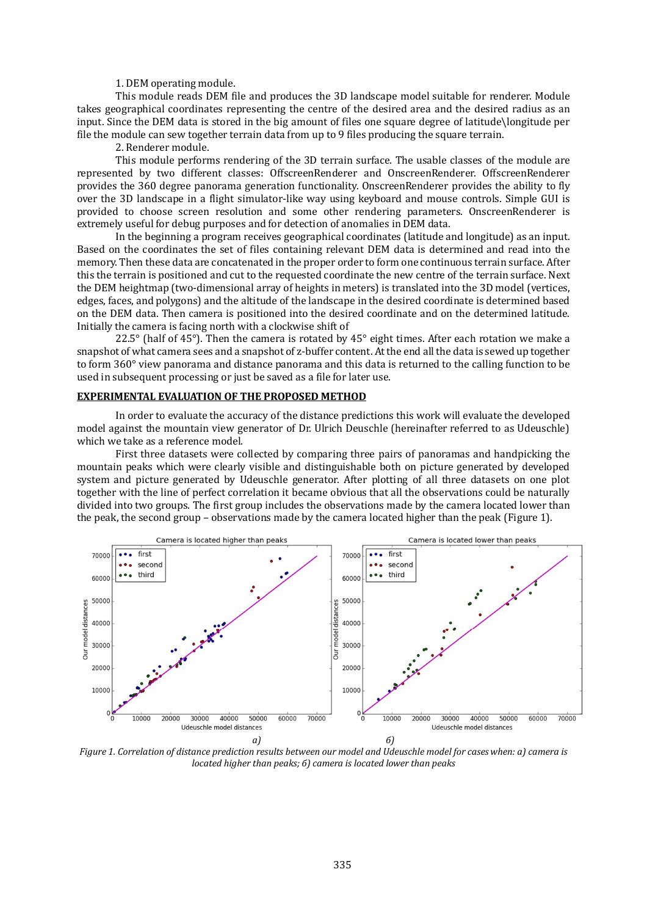1. DEM operating module.

This module reads DEM file and produces the 3D landscape model suitable for renderer. Module takes geographical coordinates representing the centre of the desired area and the desired radius as an input. Since the DEM data is stored in the big amount of files one square degree of latitude\longitude per file the module can sew together terrain data from up to 9 files producing the square terrain.

2. Renderer module.

This module performs rendering of the 3D terrain surface. The usable classes of the module are represented by two different classes: OffscreenRenderer and OnscreenRenderer. OffscreenRenderer provides the 360 degree panorama generation functionality. OnscreenRenderer provides the ability to fly over the 3D landscape in a flight simulator-like way using keyboard and mouse controls. Simple GUI is provided to choose screen resolution and some other rendering parameters. OnscreenRenderer is extremely useful for debug purposes and for detection of anomalies in DEM data.

In the beginning a program receives geographical coordinates (latitude and longitude) as an input. Based on the coordinates the set of files containing relevant DEM data is determined and read into the memory. Then these data are concatenated in the proper order to form one continuous terrain surface. After this the terrain is positioned and cut to the requested coordinate the new centre of the terrain surface. Next the DEM heightmap (two-dimensional array of heights in meters) is translated into the 3D model (vertices, edges, faces, and polygons) and the altitude of the landscape in the desired coordinate is determined based on the DEM data. Then camera is positioned into the desired coordinate and on the determined latitude. Initially the camera is facing north with a clockwise shift of

22.5° (half of 45°). Then the camera is rotated by 45° eight times. After each rotation we make a snapshot of what camera sees and a snapshot of z-buffer content. At the end all the data is sewed up together to form 360° view panorama and distance panorama and this data is returned to the calling function to be used in subsequent processing or just be saved as a file for later use.

## EXPERIMENTAL EVALUATION OF THE PROPOSED METHOD

In order to evaluate the accuracy of the distance predictions this work will evaluate the developed model against the mountain view generator of Dr. Ulrich Deuschle (hereinafter referred to as Udeuschle) which we take as a reference model.

First three datasets were collected by comparing three pairs of panoramas and handpicking the mountain peaks which were clearly visible and distinguishable both on picture generated by developed system and picture generated by Udeuschle generator. After plotting of all three datasets on one plot together with the line of perfect correlation it became obvious that all the observations could be naturally divided into two groups. The first group includes the observations made by the camera located lower than the peak, the second group – observations made by the camera located higher than the peak (Figure 1).

*Figure 1. Correlation of distance prediction results between our model and Udeuschle model for cases when: a) camera is located higher than peaks; б) camera is located lower than peaks*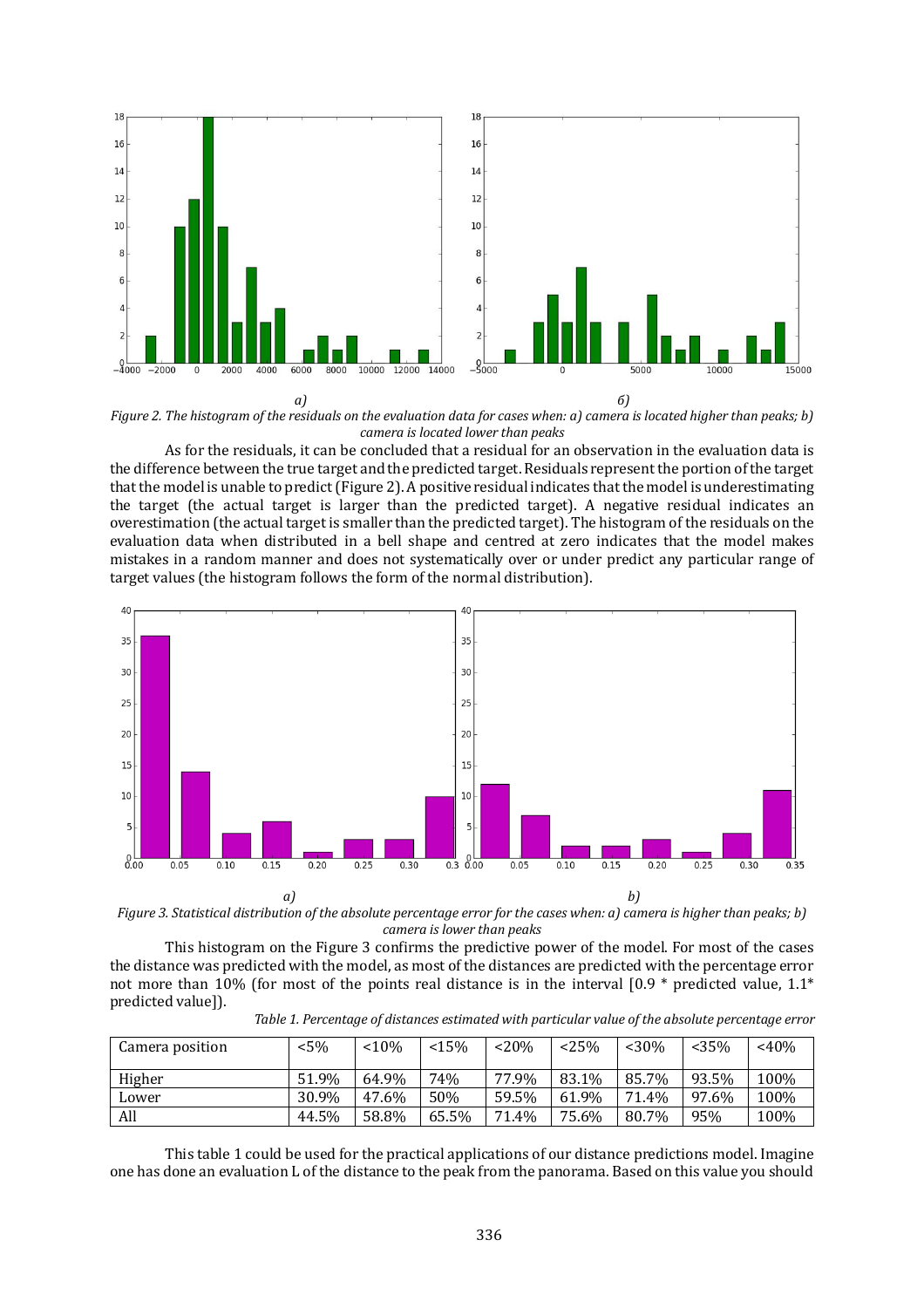*a)* *б)*

*Figure 2. The histogram of the residuals on the evaluation data for cases when: a) camera is located higher than peaks; b) camera is located lower than peaks*

As for the residuals, it can be concluded that a residual for an observation in the evaluation data is the difference between the true target and the predicted target. Residuals represent the portion of the target that the model is unable to predict (Figure 2). A positive residual indicates that the model is underestimating the target (the actual target is larger than the predicted target). A negative residual indicates an overestimation (the actual target is smaller than the predicted target). The histogram of the residuals on the evaluation data when distributed in a bell shape and centred at zero indicates that the model makes mistakes in a random manner and does not systematically over or under predict any particular range of target values (the histogram follows the form of the normal distribution).

*a)* *b)*

*Figure 3. Statistical distribution of the absolute percentage error for the cases when: a) camera is higher than peaks; b) camera is lower than peaks*

This histogram on the Figure 3 confirms the predictive power of the model. For most of the cases the distance was predicted with the model, as most of the distances are predicted with the percentage error not more than 10% (for most of the points real distance is in the interval [0.9 * predicted value, 1.1* predicted value]).

*Table 1. Percentage of distances estimated with particular value of the absolute percentage error*

| Camera position | <5% | <10% | <15% | <20% | <25% | <30% | <35% | <40% |
|---|---|---|---|---|---|---|---|---|
| Higher | 51.9% | 64.9% | 74% | 77.9% | 83.1% | 85.7% | 93.5% | 100% |
| Lower | 30.9% | 47.6% | 50% | 59.5% | 61.9% | 71.4% | 97.6% | 100% |
| All | 44.5% | 58.8% | 65.5% | 71.4% | 75.6% | 80.7% | 95% | 100% |

This table 1 could be used for the practical applications of our distance predictions model. Imagine one has done an evaluation L of the distance to the peak from the panorama. Based on this value you should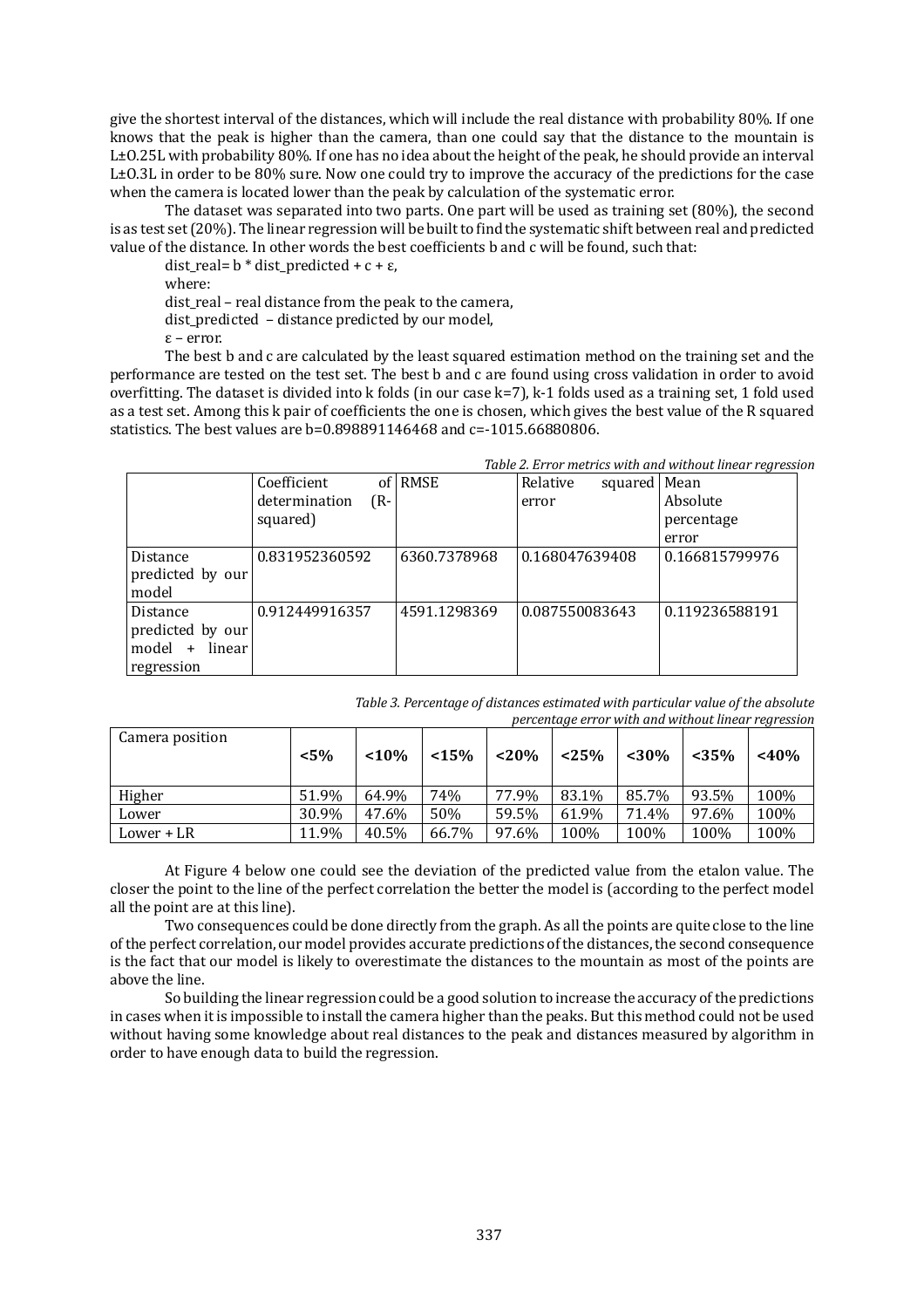give the shortest interval of the distances, which will include the real distance with probability 80%. If one knows that the peak is higher than the camera, than one could say that the distance to the mountain is L±0.25L with probability 80%. If one has no idea about the height of the peak, he should provide an interval L±0.3L in order to be 80% sure. Now one could try to improve the accuracy of the predictions for the case when the camera is located lower than the peak by calculation of the systematic error.

The dataset was separated into two parts. One part will be used as training set (80%), the second is as test set (20%). The linear regression will be built to find the systematic shift between real and predicted value of the distance. In other words the best coefficients b and c will be found, such that:

dist_real= b * dist_predicted + c + ε,

where:

dist_real – real distance from the peak to the camera,

dist_predicted – distance predicted by our model,

ε – error.

The best b and c are calculated by the least squared estimation method on the training set and the performance are tested on the test set. The best b and c are found using cross validation in order to avoid overfitting. The dataset is divided into k folds (in our case k=7), k-1 folds used as a training set, 1 fold used as a test set. Among this k pair of coefficients the one is chosen, which gives the best value of the R squared statistics. The best values are b=0.898891146468 and c=-1015.66880806.

*Table 2. Error metrics with and without linear regression*

| | Coefficient of determination (R-squared) | RMSE | Relative squared error | Mean Absolute percentage error |
|---|---|---|---|---|
| Distance predicted by our model | 0.831952360592 | 6360.7378968 | 0.168047639408 | 0.166815799976 |
| Distance predicted by our model + linear regression | 0.912449916357 | 4591.1298369 | 0.087550083643 | 0.119236588191 |

*Table 3. Percentage of distances estimated with particular value of the absolute percentage error with and without linear regression*

| Camera position | <5% | <10% | <15% | <20% | <25% | <30% | <35% | <40% |
|---|---|---|---|---|---|---|---|---|
| Higher | 51.9% | 64.9% | 74% | 77.9% | 83.1% | 85.7% | 93.5% | 100% |
| Lower | 30.9% | 47.6% | 50% | 59.5% | 61.9% | 71.4% | 97.6% | 100% |
| Lower + LR | 11.9% | 40.5% | 66.7% | 97.6% | 100% | 100% | 100% | 100% |

At Figure 4 below one could see the deviation of the predicted value from the etalon value. The closer the point to the line of the perfect correlation the better the model is (according to the perfect model all the point are at this line).

Two consequences could be done directly from the graph. As all the points are quite close to the line of the perfect correlation, our model provides accurate predictions of the distances, the second consequence is the fact that our model is likely to overestimate the distances to the mountain as most of the points are above the line.

So building the linear regression could be a good solution to increase the accuracy of the predictions in cases when it is impossible to install the camera higher than the peaks. But this method could not be used without having some knowledge about real distances to the peak and distances measured by algorithm in order to have enough data to build the regression.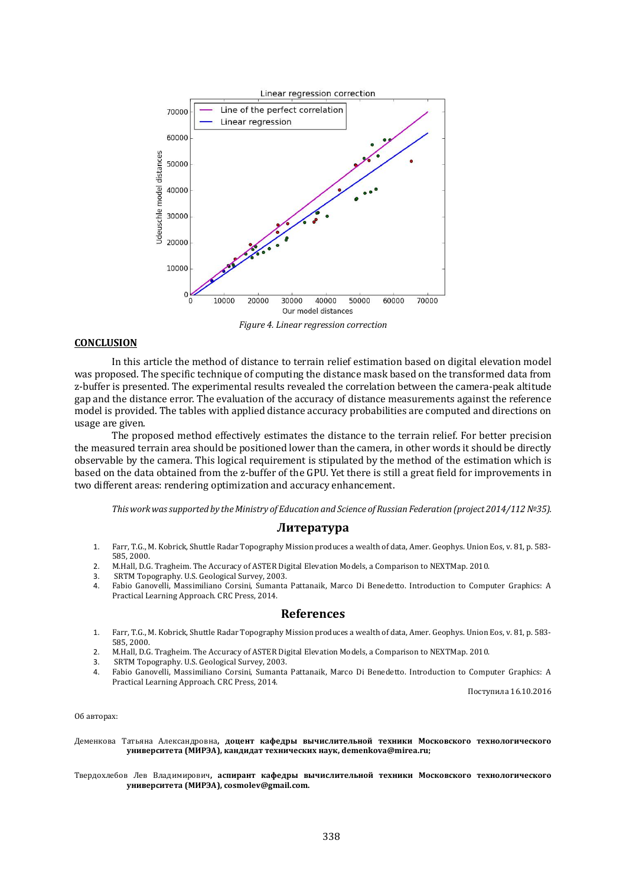Linear regression correction

Line of the perfect correlation
Linear regression

Udeuschle model distances

0
10000
20000
30000
40000
50000
60000
70000

Our model distances

0
10000
20000
30000
40000
50000
60000
70000

*Figure 4. Linear regression correction*

## CONCLUSION

In this article the method of distance to terrain relief estimation based on digital elevation model was proposed. The specific technique of computing the distance mask based on the transformed data from z-buffer is presented. The experimental results revealed the correlation between the camera-peak altitude gap and the distance error. The evaluation of the accuracy of distance measurements against the reference model is provided. The tables with applied distance accuracy probabilities are computed and directions on usage are given.

The proposed method effectively estimates the distance to the terrain relief. For better precision the measured terrain area should be positioned lower than the camera, in other words it should be directly observable by the camera. This logical requirement is stipulated by the method of the estimation which is based on the data obtained from the z-buffer of the GPU. Yet there is still a great field for improvements in two different areas: rendering optimization and accuracy enhancement.

*This work was supported by the Ministry of Education and Science of Russian Federation (project 2014/112 №35).*

## Литература

1. Farr, T.G., M. Kobrick, Shuttle Radar Topography Mission produces a wealth of data, Amer. Geophys. Union Eos, v. 81, p. 583-585, 2000.
2. M.Hall, D.G. Tragheim. The Accuracy of ASTER Digital Elevation Models, a Comparison to NEXTMap. 2010.
3. SRTM Topography. U.S. Geological Survey, 2003.
4. Fabio Ganovelli, Massimiliano Corsini, Sumanta Pattanaik, Marco Di Benedetto. Introduction to Computer Graphics: A Practical Learning Approach. CRC Press, 2014.

## References

1. Farr, T.G., M. Kobrick, Shuttle Radar Topography Mission produces a wealth of data, Amer. Geophys. Union Eos, v. 81, p. 583-585, 2000.
2. M.Hall, D.G. Tragheim. The Accuracy of ASTER Digital Elevation Models, a Comparison to NEXTMap. 2010.
3. SRTM Topography. U.S. Geological Survey, 2003.
4. Fabio Ganovelli, Massimiliano Corsini, Sumanta Pattanaik, Marco Di Benedetto. Introduction to Computer Graphics: A Practical Learning Approach. CRC Press, 2014.

Поступила 16.10.2016

Об авторах:

Деменкова Татьяна Александровна, **доцент кафедры вычислительной техники Московского технологического университета (МИРЭА), кандидат технических наук, demenkova@mirea.ru;**

Твердохлебов Лев Владимирович, **аспирант кафедры вычислительной техники Московского технологического университета (МИРЭА), cosmolev@gmail.com.**